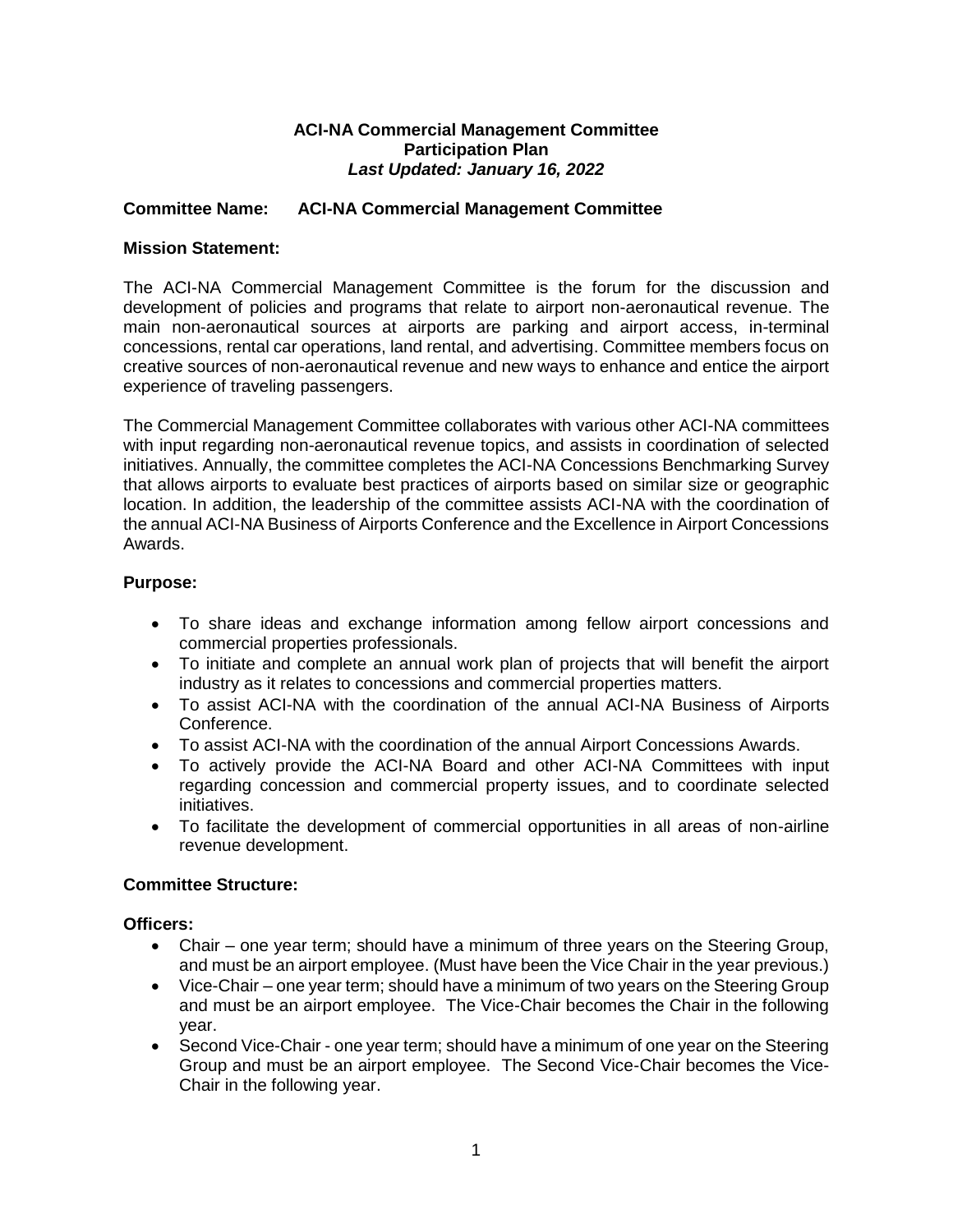**ACI-NA Commercial Management Committee**
**Participation Plan**
***Last Updated: January 16, 2022***

**Committee Name: ACI-NA Commercial Management Committee**

**Mission Statement:**

The ACI-NA Commercial Management Committee is the forum for the discussion and development of policies and programs that relate to airport non-aeronautical revenue. The main non-aeronautical sources at airports are parking and airport access, in-terminal concessions, rental car operations, land rental, and advertising. Committee members focus on creative sources of non-aeronautical revenue and new ways to enhance and entice the airport experience of traveling passengers.

The Commercial Management Committee collaborates with various other ACI-NA committees with input regarding non-aeronautical revenue topics, and assists in coordination of selected initiatives. Annually, the committee completes the ACI-NA Concessions Benchmarking Survey that allows airports to evaluate best practices of airports based on similar size or geographic location. In addition, the leadership of the committee assists ACI-NA with the coordination of the annual ACI-NA Business of Airports Conference and the Excellence in Airport Concessions Awards.

**Purpose:**

- To share ideas and exchange information among fellow airport concessions and commercial properties professionals.
- To initiate and complete an annual work plan of projects that will benefit the airport industry as it relates to concessions and commercial properties matters.
- To assist ACI-NA with the coordination of the annual ACI-NA Business of Airports Conference.
- To assist ACI-NA with the coordination of the annual Airport Concessions Awards.
- To actively provide the ACI-NA Board and other ACI-NA Committees with input regarding concession and commercial property issues, and to coordinate selected initiatives.
- To facilitate the development of commercial opportunities in all areas of non-airline revenue development.

**Committee Structure:**

**Officers:**

- Chair – one year term; should have a minimum of three years on the Steering Group, and must be an airport employee. (Must have been the Vice Chair in the year previous.)
- Vice-Chair – one year term; should have a minimum of two years on the Steering Group and must be an airport employee. The Vice-Chair becomes the Chair in the following year.
- Second Vice-Chair - one year term; should have a minimum of one year on the Steering Group and must be an airport employee. The Second Vice-Chair becomes the Vice-Chair in the following year.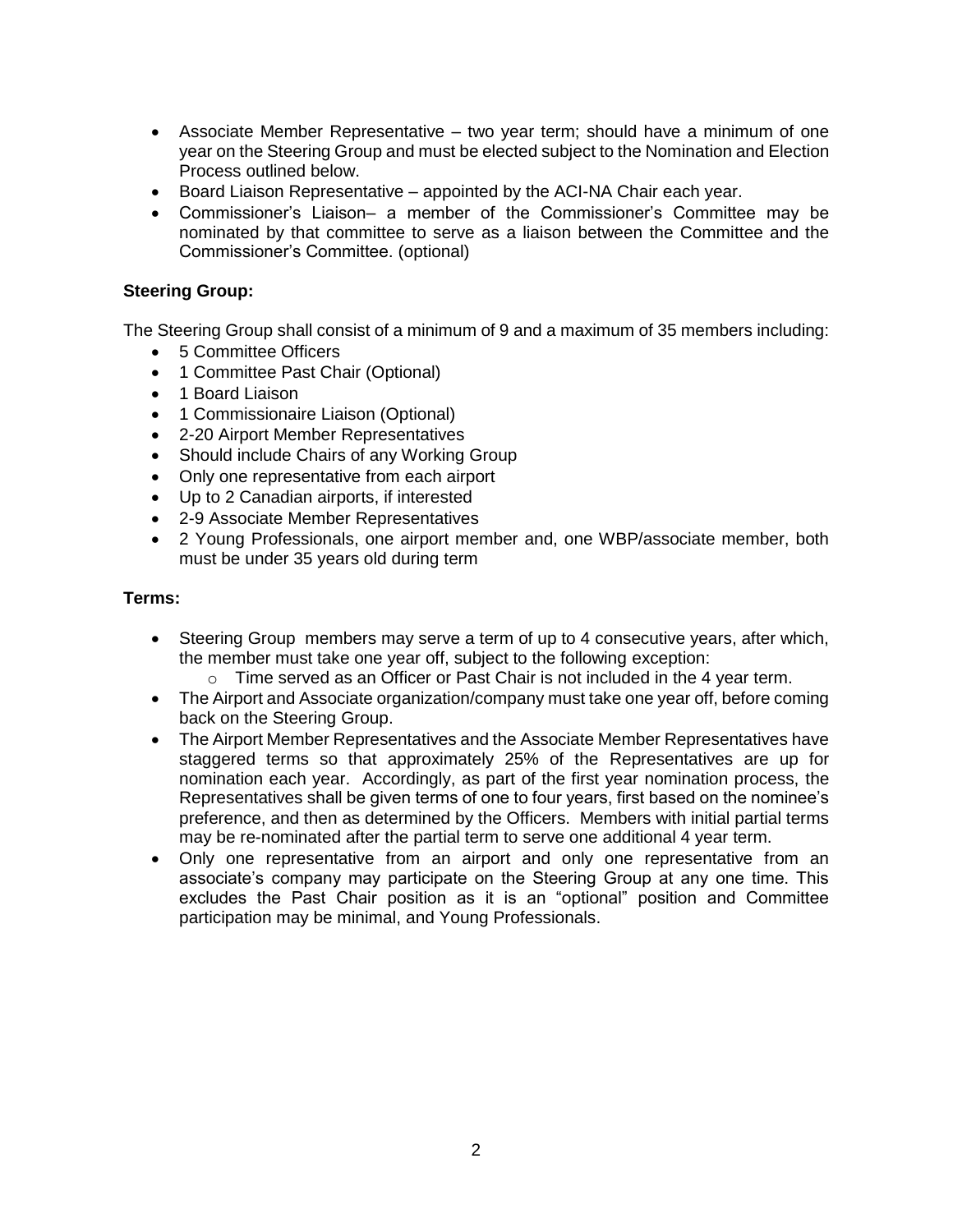- Associate Member Representative – two year term; should have a minimum of one year on the Steering Group and must be elected subject to the Nomination and Election Process outlined below.
- Board Liaison Representative – appointed by the ACI-NA Chair each year.
- Commissioner's Liaison– a member of the Commissioner's Committee may be nominated by that committee to serve as a liaison between the Committee and the Commissioner's Committee. (optional)

**Steering Group:**

The Steering Group shall consist of a minimum of 9 and a maximum of 35 members including:

- 5 Committee Officers
- 1 Committee Past Chair (Optional)
- 1 Board Liaison
- 1 Commissionaire Liaison (Optional)
- 2-20 Airport Member Representatives
- Should include Chairs of any Working Group
- Only one representative from each airport
- Up to 2 Canadian airports, if interested
- 2-9 Associate Member Representatives
- 2 Young Professionals, one airport member and, one WBP/associate member, both must be under 35 years old during term

**Terms:**

- Steering Group members may serve a term of up to 4 consecutive years, after which, the member must take one year off, subject to the following exception:
  - Time served as an Officer or Past Chair is not included in the 4 year term.
- The Airport and Associate organization/company must take one year off, before coming back on the Steering Group.
- The Airport Member Representatives and the Associate Member Representatives have staggered terms so that approximately 25% of the Representatives are up for nomination each year. Accordingly, as part of the first year nomination process, the Representatives shall be given terms of one to four years, first based on the nominee's preference, and then as determined by the Officers. Members with initial partial terms may be re-nominated after the partial term to serve one additional 4 year term.
- Only one representative from an airport and only one representative from an associate's company may participate on the Steering Group at any one time. This excludes the Past Chair position as it is an "optional" position and Committee participation may be minimal, and Young Professionals.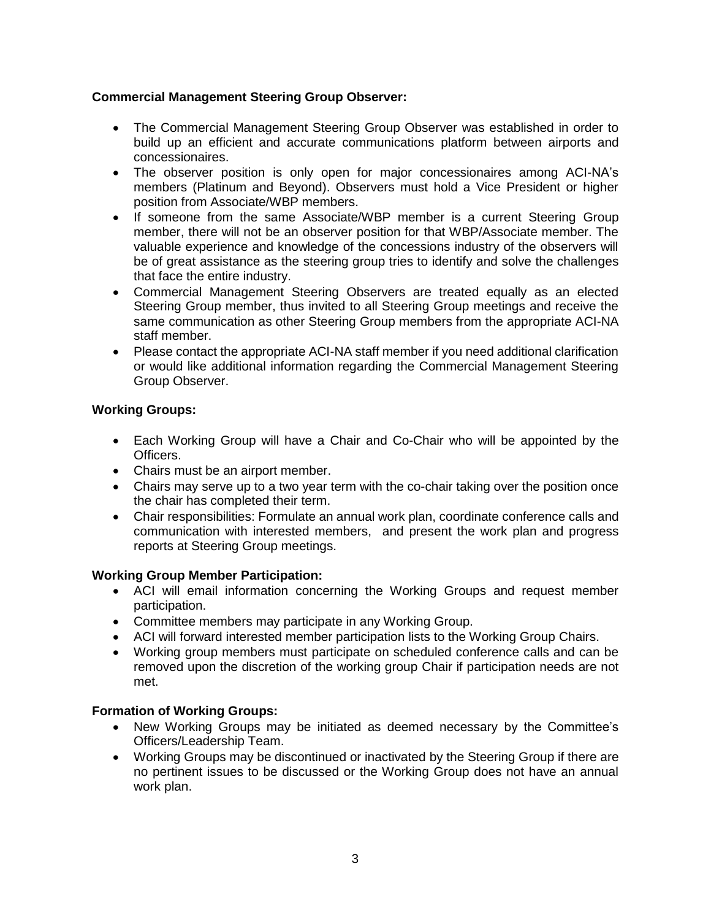**Commercial Management Steering Group Observer:**

- The Commercial Management Steering Group Observer was established in order to build up an efficient and accurate communications platform between airports and concessionaires.
- The observer position is only open for major concessionaires among ACI-NA's members (Platinum and Beyond). Observers must hold a Vice President or higher position from Associate/WBP members.
- If someone from the same Associate/WBP member is a current Steering Group member, there will not be an observer position for that WBP/Associate member. The valuable experience and knowledge of the concessions industry of the observers will be of great assistance as the steering group tries to identify and solve the challenges that face the entire industry.
- Commercial Management Steering Observers are treated equally as an elected Steering Group member, thus invited to all Steering Group meetings and receive the same communication as other Steering Group members from the appropriate ACI-NA staff member.
- Please contact the appropriate ACI-NA staff member if you need additional clarification or would like additional information regarding the Commercial Management Steering Group Observer.

**Working Groups:**

- Each Working Group will have a Chair and Co-Chair who will be appointed by the Officers.
- Chairs must be an airport member.
- Chairs may serve up to a two year term with the co-chair taking over the position once the chair has completed their term.
- Chair responsibilities: Formulate an annual work plan, coordinate conference calls and communication with interested members, and present the work plan and progress reports at Steering Group meetings.

**Working Group Member Participation:**

- ACI will email information concerning the Working Groups and request member participation.
- Committee members may participate in any Working Group.
- ACI will forward interested member participation lists to the Working Group Chairs.
- Working group members must participate on scheduled conference calls and can be removed upon the discretion of the working group Chair if participation needs are not met.

**Formation of Working Groups:**

- New Working Groups may be initiated as deemed necessary by the Committee's Officers/Leadership Team.
- Working Groups may be discontinued or inactivated by the Steering Group if there are no pertinent issues to be discussed or the Working Group does not have an annual work plan.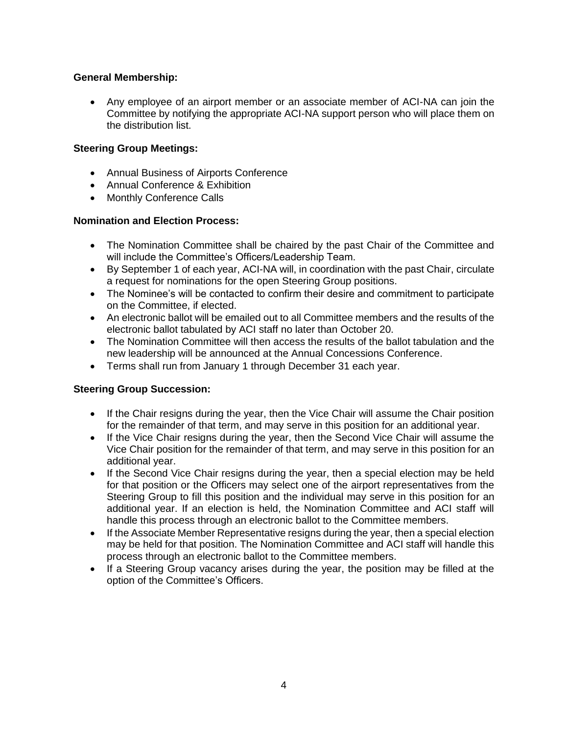**General Membership:**

- Any employee of an airport member or an associate member of ACI-NA can join the Committee by notifying the appropriate ACI-NA support person who will place them on the distribution list.

**Steering Group Meetings:**

- Annual Business of Airports Conference
- Annual Conference & Exhibition
- Monthly Conference Calls

**Nomination and Election Process:**

- The Nomination Committee shall be chaired by the past Chair of the Committee and will include the Committee's Officers/Leadership Team.
- By September 1 of each year, ACI-NA will, in coordination with the past Chair, circulate a request for nominations for the open Steering Group positions.
- The Nominee's will be contacted to confirm their desire and commitment to participate on the Committee, if elected.
- An electronic ballot will be emailed out to all Committee members and the results of the electronic ballot tabulated by ACI staff no later than October 20.
- The Nomination Committee will then access the results of the ballot tabulation and the new leadership will be announced at the Annual Concessions Conference.
- Terms shall run from January 1 through December 31 each year.

**Steering Group Succession:**

- If the Chair resigns during the year, then the Vice Chair will assume the Chair position for the remainder of that term, and may serve in this position for an additional year.
- If the Vice Chair resigns during the year, then the Second Vice Chair will assume the Vice Chair position for the remainder of that term, and may serve in this position for an additional year.
- If the Second Vice Chair resigns during the year, then a special election may be held for that position or the Officers may select one of the airport representatives from the Steering Group to fill this position and the individual may serve in this position for an additional year. If an election is held, the Nomination Committee and ACI staff will handle this process through an electronic ballot to the Committee members.
- If the Associate Member Representative resigns during the year, then a special election may be held for that position. The Nomination Committee and ACI staff will handle this process through an electronic ballot to the Committee members.
- If a Steering Group vacancy arises during the year, the position may be filled at the option of the Committee's Officers.